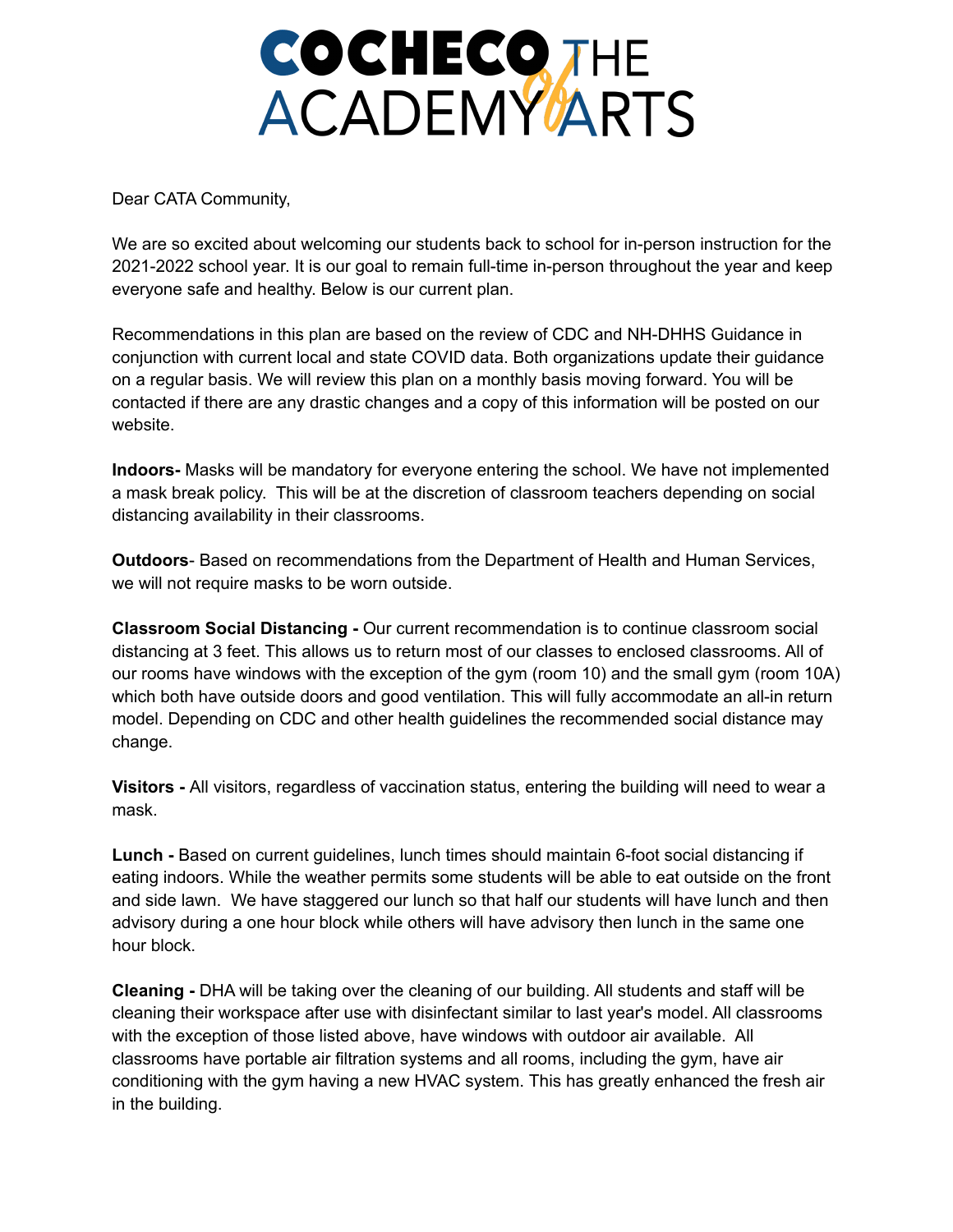# COCHECO ACADEMY of THE ARTS

Dear CATA Community,

We are so excited about welcoming our students back to school for in-person instruction for the 2021-2022 school year. It is our goal to remain full-time in-person throughout the year and keep everyone safe and healthy. Below is our current plan.

Recommendations in this plan are based on the review of CDC and NH-DHHS Guidance in conjunction with current local and state COVID data. Both organizations update their guidance on a regular basis. We will review this plan on a monthly basis moving forward. You will be contacted if there are any drastic changes and a copy of this information will be posted on our website.

**Indoors-** Masks will be mandatory for everyone entering the school. We have not implemented a mask break policy. This will be at the discretion of classroom teachers depending on social distancing availability in their classrooms.

**Outdoors**- Based on recommendations from the Department of Health and Human Services, we will not require masks to be worn outside.

**Classroom Social Distancing -** Our current recommendation is to continue classroom social distancing at 3 feet. This allows us to return most of our classes to enclosed classrooms. All of our rooms have windows with the exception of the gym (room 10) and the small gym (room 10A) which both have outside doors and good ventilation. This will fully accommodate an all-in return model. Depending on CDC and other health guidelines the recommended social distance may change.

**Visitors -** All visitors, regardless of vaccination status, entering the building will need to wear a mask.

**Lunch -** Based on current guidelines, lunch times should maintain 6-foot social distancing if eating indoors. While the weather permits some students will be able to eat outside on the front and side lawn. We have staggered our lunch so that half our students will have lunch and then advisory during a one hour block while others will have advisory then lunch in the same one hour block.

**Cleaning -** DHA will be taking over the cleaning of our building. All students and staff will be cleaning their workspace after use with disinfectant similar to last year's model. All classrooms with the exception of those listed above, have windows with outdoor air available. All classrooms have portable air filtration systems and all rooms, including the gym, have air conditioning with the gym having a new HVAC system. This has greatly enhanced the fresh air in the building.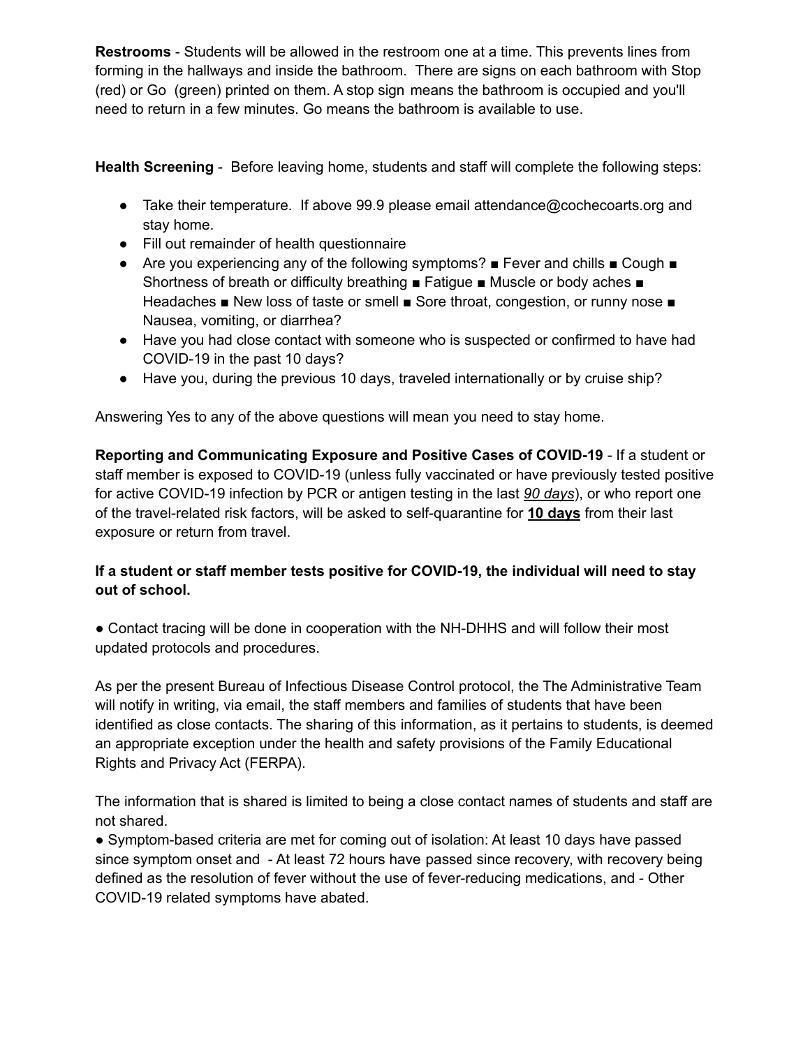**Restrooms** - Students will be allowed in the restroom one at a time. This prevents lines from forming in the hallways and inside the bathroom. There are signs on each bathroom with Stop (red) or Go (green) printed on them. A stop sign means the bathroom is occupied and you'll need to return in a few minutes. Go means the bathroom is available to use.

**Health Screening** - Before leaving home, students and staff will complete the following steps:

- Take their temperature. If above 99.9 please email attendance@cochecoarts.org and stay home.
- Fill out remainder of health questionnaire
- Are you experiencing any of the following symptoms? ■ Fever and chills ■ Cough ■ Shortness of breath or difficulty breathing ■ Fatigue ■ Muscle or body aches ■ Headaches ■ New loss of taste or smell ■ Sore throat, congestion, or runny nose ■ Nausea, vomiting, or diarrhea?
- Have you had close contact with someone who is suspected or confirmed to have had COVID-19 in the past 10 days?
- Have you, during the previous 10 days, traveled internationally or by cruise ship?

Answering Yes to any of the above questions will mean you need to stay home.

**Reporting and Communicating Exposure and Positive Cases of COVID-19** - If a student or staff member is exposed to COVID-19 (unless fully vaccinated or have previously tested positive for active COVID-19 infection by PCR or antigen testing in the last *90 days*), or who report one of the travel-related risk factors, will be asked to self-quarantine for **10 days** from their last exposure or return from travel.

**If a student or staff member tests positive for COVID-19, the individual will need to stay out of school.**

● Contact tracing will be done in cooperation with the NH-DHHS and will follow their most updated protocols and procedures.

As per the present Bureau of Infectious Disease Control protocol, the The Administrative Team will notify in writing, via email, the staff members and families of students that have been identified as close contacts. The sharing of this information, as it pertains to students, is deemed an appropriate exception under the health and safety provisions of the Family Educational Rights and Privacy Act (FERPA).

The information that is shared is limited to being a close contact names of students and staff are not shared.

● Symptom-based criteria are met for coming out of isolation: At least 10 days have passed since symptom onset and - At least 72 hours have passed since recovery, with recovery being defined as the resolution of fever without the use of fever-reducing medications, and - Other COVID-19 related symptoms have abated.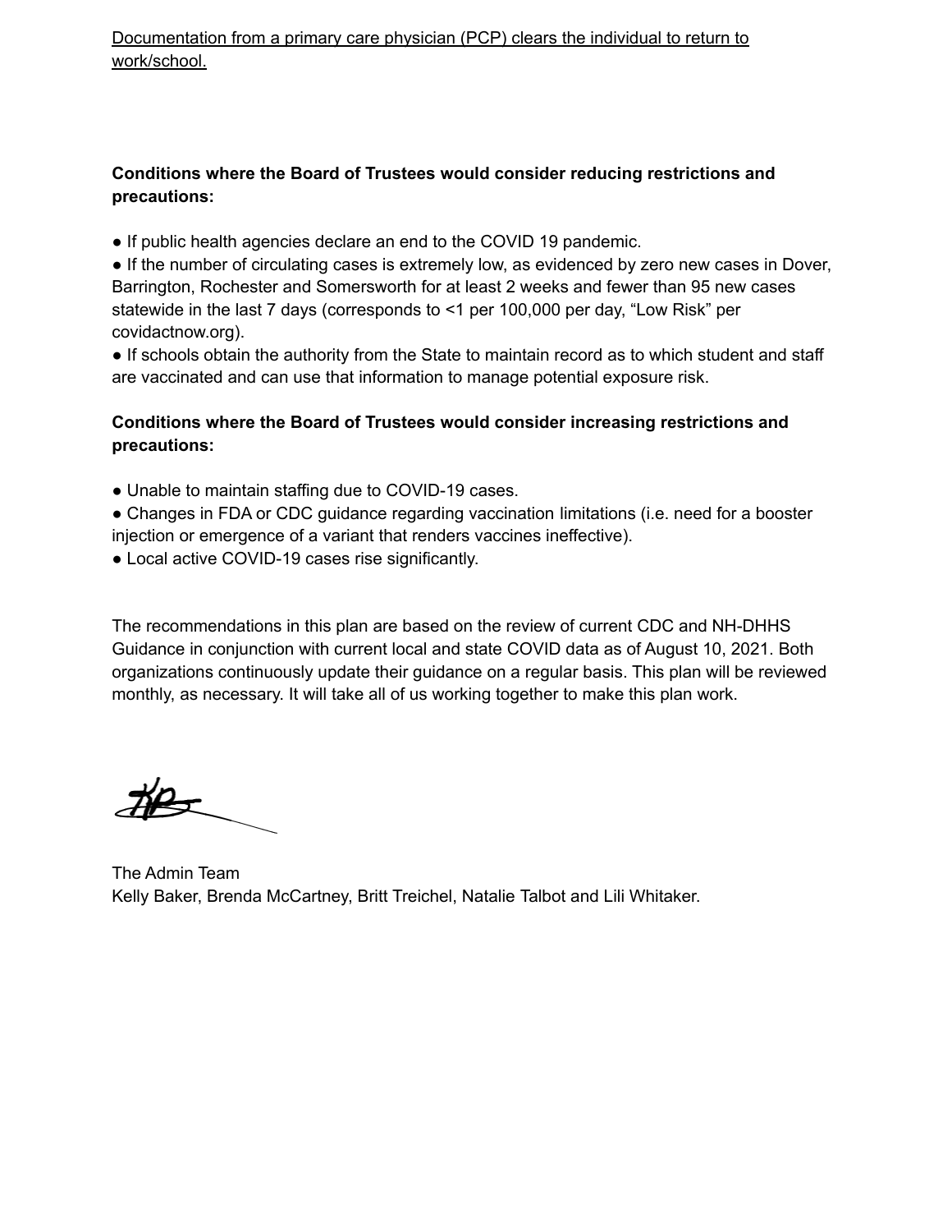<u>Documentation from a primary care physician (PCP) clears the individual to return to work/school.</u>

**Conditions where the Board of Trustees would consider reducing restrictions and precautions:**

● If public health agencies declare an end to the COVID 19 pandemic.
● If the number of circulating cases is extremely low, as evidenced by zero new cases in Dover, Barrington, Rochester and Somersworth for at least 2 weeks and fewer than 95 new cases statewide in the last 7 days (corresponds to <1 per 100,000 per day, "Low Risk" per covidactnow.org).
● If schools obtain the authority from the State to maintain record as to which student and staff are vaccinated and can use that information to manage potential exposure risk.

**Conditions where the Board of Trustees would consider increasing restrictions and precautions:**

● Unable to maintain staffing due to COVID-19 cases.
● Changes in FDA or CDC guidance regarding vaccination limitations (i.e. need for a booster injection or emergence of a variant that renders vaccines ineffective).
● Local active COVID-19 cases rise significantly.

The recommendations in this plan are based on the review of current CDC and NH-DHHS Guidance in conjunction with current local and state COVID data as of August 10, 2021. Both organizations continuously update their guidance on a regular basis. This plan will be reviewed monthly, as necessary. It will take all of us working together to make this plan work.

The Admin Team
Kelly Baker, Brenda McCartney, Britt Treichel, Natalie Talbot and Lili Whitaker.